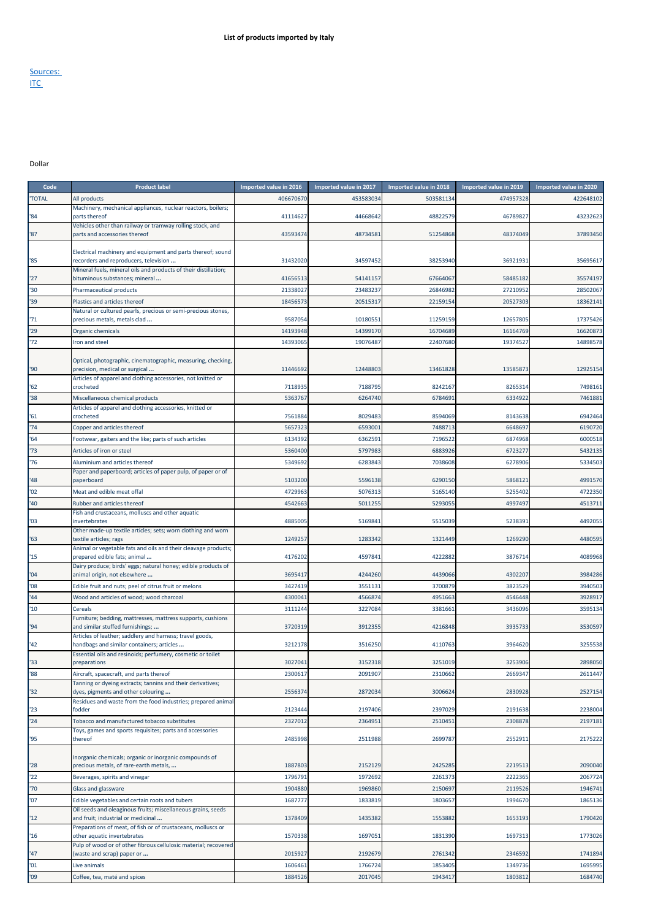# List of products imported by Italy

Sources: ITC

Dollar

| Code | Product label | Imported value in 2016 | Imported value in 2017 | Imported value in 2018 | Imported value in 2019 | Imported value in 2020 |
|---|---|---|---|---|---|---|
| 'TOTAL | All products | 406670670 | 453583034 | 503581134 | 474957328 | 422648102 |
| '84 | Machinery, mechanical appliances, nuclear reactors, boilers; parts thereof | 41114627 | 44668642 | 48822579 | 46789827 | 43232623 |
| '87 | Vehicles other than railway or tramway rolling stock, and parts and accessories thereof | 43593474 | 48734581 | 51254868 | 48374049 | 37893450 |
| '85 | Electrical machinery and equipment and parts thereof; sound recorders and reproducers, television ... | 31432020 | 34597452 | 38253940 | 36921931 | 35695617 |
| '27 | Mineral fuels, mineral oils and products of their distillation; bituminous substances; mineral ... | 41656513 | 54141157 | 67664067 | 58485182 | 35574197 |
| '30 | Pharmaceutical products | 21338027 | 23483237 | 26846982 | 27210952 | 28502067 |
| '39 | Plastics and articles thereof | 18456573 | 20515317 | 22159154 | 20527303 | 18362141 |
| '71 | Natural or cultured pearls, precious or semi-precious stones, precious metals, metals clad ... | 9587054 | 10180551 | 11259159 | 12657805 | 17375426 |
| '29 | Organic chemicals | 14193948 | 14399170 | 16704689 | 16164769 | 16620873 |
| '72 | Iron and steel | 14393065 | 19076487 | 22407680 | 19374527 | 14898578 |
| '90 | Optical, photographic, cinematographic, measuring, checking, precision, medical or surgical ... | 11446692 | 12448803 | 13461828 | 13585873 | 12925154 |
| '62 | Articles of apparel and clothing accessories, not knitted or crocheted | 7118935 | 7188795 | 8242167 | 8265314 | 7498161 |
| '38 | Miscellaneous chemical products | 5363767 | 6264740 | 6784691 | 6334922 | 7461881 |
| '61 | Articles of apparel and clothing accessories, knitted or crocheted | 7561884 | 8029483 | 8594069 | 8143638 | 6942464 |
| '74 | Copper and articles thereof | 5657323 | 6593001 | 7488713 | 6648697 | 6190720 |
| '64 | Footwear, gaiters and the like; parts of such articles | 6134392 | 6362591 | 7196522 | 6874968 | 6000518 |
| '73 | Articles of iron or steel | 5360400 | 5797983 | 6883926 | 6723277 | 5432135 |
| '76 | Aluminium and articles thereof | 5349692 | 6283843 | 7038608 | 6278906 | 5334503 |
| '48 | Paper and paperboard; articles of paper pulp, of paper or of paperboard | 5103200 | 5596138 | 6290150 | 5868121 | 4991570 |
| '02 | Meat and edible meat offal | 4729963 | 5076313 | 5165140 | 5255402 | 4722350 |
| '40 | Rubber and articles thereof | 4542663 | 5011255 | 5293055 | 4997497 | 4513711 |
| '03 | Fish and crustaceans, molluscs and other aquatic invertebrates | 4885005 | 5169841 | 5515039 | 5238391 | 4492055 |
| '63 | Other made-up textile articles; sets; worn clothing and worn textile articles; rags | 1249257 | 1283342 | 1321449 | 1269290 | 4480595 |
| '15 | Animal or vegetable fats and oils and their cleavage products; prepared edible fats; animal ... | 4176202 | 4597841 | 4222882 | 3876714 | 4089968 |
| '04 | Dairy produce; birds' eggs; natural honey; edible products of animal origin, not elsewhere ... | 3695417 | 4244260 | 4439066 | 4302207 | 3984286 |
| '08 | Edible fruit and nuts; peel of citrus fruit or melons | 3427419 | 3551131 | 3700879 | 3823529 | 3940503 |
| '44 | Wood and articles of wood; wood charcoal | 4300041 | 4566874 | 4951663 | 4546448 | 3928917 |
| '10 | Cereals | 3111244 | 3227084 | 3381661 | 3436096 | 3595134 |
| '94 | Furniture; bedding, mattresses, mattress supports, cushions and similar stuffed furnishings; ... | 3720319 | 3912355 | 4216848 | 3935733 | 3530597 |
| '42 | Articles of leather; saddlery and harness; travel goods, handbags and similar containers; articles ... | 3212178 | 3516250 | 4110763 | 3964620 | 3255538 |
| '33 | Essential oils and resinoids; perfumery, cosmetic or toilet preparations | 3027041 | 3152318 | 3251019 | 3253906 | 2898050 |
| '88 | Aircraft, spacecraft, and parts thereof | 2300617 | 2091907 | 2310662 | 2669347 | 2611447 |
| '32 | Tanning or dyeing extracts; tannins and their derivatives; dyes, pigments and other colouring ... | 2556374 | 2872034 | 3006624 | 2830928 | 2527154 |
| '23 | Residues and waste from the food industries; prepared animal fodder | 2123444 | 2197406 | 2397029 | 2191638 | 2238004 |
| '24 | Tobacco and manufactured tobacco substitutes | 2327012 | 2364951 | 2510451 | 2308878 | 2197181 |
| '95 | Toys, games and sports requisites; parts and accessories thereof | 2485998 | 2511988 | 2699787 | 2552911 | 2175222 |
| '28 | Inorganic chemicals; organic or inorganic compounds of precious metals, of rare-earth metals, ... | 1887803 | 2152129 | 2425285 | 2219513 | 2090040 |
| '22 | Beverages, spirits and vinegar | 1796791 | 1972692 | 2261373 | 2222365 | 2067724 |
| '70 | Glass and glassware | 1904880 | 1969860 | 2150697 | 2119526 | 1946741 |
| '07 | Edible vegetables and certain roots and tubers | 1687777 | 1833819 | 1803657 | 1994670 | 1865136 |
| '12 | Oil seeds and oleaginous fruits; miscellaneous grains, seeds and fruit; industrial or medicinal ... | 1378409 | 1435382 | 1553882 | 1653193 | 1790420 |
| '16 | Preparations of meat, of fish or of crustaceans, molluscs or other aquatic invertebrates | 1570338 | 1697051 | 1831390 | 1697313 | 1773026 |
| '47 | Pulp of wood or of other fibrous cellulosic material; recovered (waste and scrap) paper or ... | 2015927 | 2192679 | 2761342 | 2346592 | 1741894 |
| '01 | Live animals | 1606461 | 1766724 | 1853405 | 1349736 | 1695995 |
| '09 | Coffee, tea, maté and spices | 1884526 | 2017045 | 1943417 | 1803812 | 1684740 |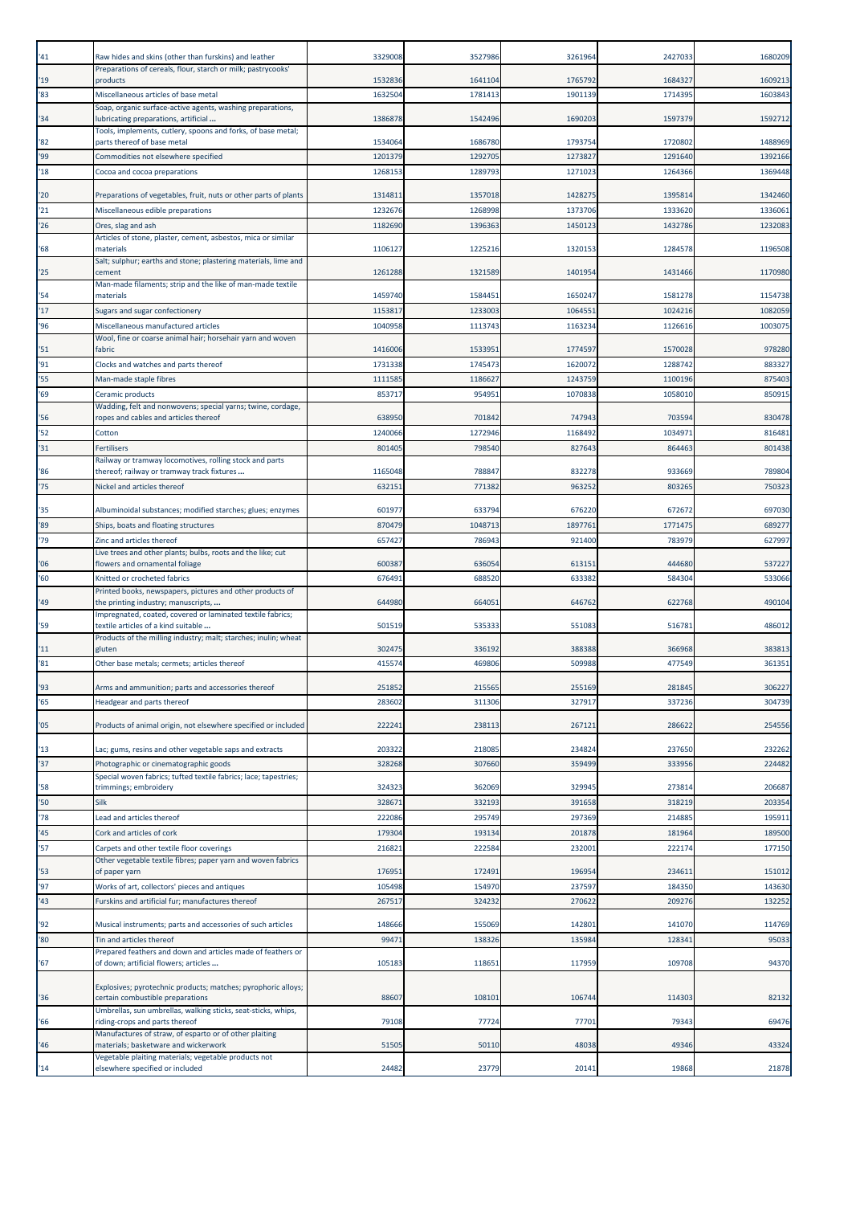| | | | | | | |
|---|---|---|---|---|---|---|
| '41 | Raw hides and skins (other than furskins) and leather | 3329008 | 3527986 | 3261964 | 2427033 | 1680209 |
| '19 | Preparations of cereals, flour, starch or milk; pastrycooks' products | 1532836 | 1641104 | 1765792 | 1684327 | 1609213 |
| '83 | Miscellaneous articles of base metal | 1632504 | 1781413 | 1901139 | 1714395 | 1603843 |
| '34 | Soap, organic surface-active agents, washing preparations, lubricating preparations, artificial ... | 1386878 | 1542496 | 1690203 | 1597379 | 1592712 |
| '82 | Tools, implements, cutlery, spoons and forks, of base metal; parts thereof of base metal | 1534064 | 1686780 | 1793754 | 1720802 | 1488969 |
| '99 | Commodities not elsewhere specified | 1201379 | 1292705 | 1273827 | 1291640 | 1392166 |
| '18 | Cocoa and cocoa preparations | 1268153 | 1289793 | 1271023 | 1264366 | 1369448 |
| '20 | Preparations of vegetables, fruit, nuts or other parts of plants | 1314811 | 1357018 | 1428275 | 1395814 | 1342460 |
| '21 | Miscellaneous edible preparations | 1232676 | 1268998 | 1373706 | 1333620 | 1336061 |
| '26 | Ores, slag and ash | 1182690 | 1396363 | 1450123 | 1432786 | 1232083 |
| '68 | Articles of stone, plaster, cement, asbestos, mica or similar materials | 1106127 | 1225216 | 1320153 | 1284578 | 1196508 |
| '25 | Salt; sulphur; earths and stone; plastering materials, lime and cement | 1261288 | 1321589 | 1401954 | 1431466 | 1170980 |
| '54 | Man-made filaments; strip and the like of man-made textile materials | 1459740 | 1584451 | 1650247 | 1581278 | 1154738 |
| '17 | Sugars and sugar confectionery | 1153817 | 1233003 | 1064551 | 1024216 | 1082059 |
| '96 | Miscellaneous manufactured articles | 1040958 | 1113743 | 1163234 | 1126616 | 1003075 |
| '51 | Wool, fine or coarse animal hair; horsehair yarn and woven fabric | 1416006 | 1533951 | 1774597 | 1570028 | 978280 |
| '91 | Clocks and watches and parts thereof | 1731338 | 1745473 | 1620072 | 1288742 | 883327 |
| '55 | Man-made staple fibres | 1111585 | 1186627 | 1243759 | 1100196 | 875403 |
| '69 | Ceramic products | 853717 | 954951 | 1070838 | 1058010 | 850915 |
| '56 | Wadding, felt and nonwovens; special yarns; twine, cordage, ropes and cables and articles thereof | 638950 | 701842 | 747943 | 703594 | 830478 |
| '52 | Cotton | 1240066 | 1272946 | 1168492 | 1034971 | 816481 |
| '31 | Fertilisers | 801405 | 798540 | 827643 | 864463 | 801438 |
| '86 | Railway or tramway locomotives, rolling stock and parts thereof; railway or tramway track fixtures ... | 1165048 | 788847 | 832278 | 933669 | 789804 |
| '75 | Nickel and articles thereof | 632151 | 771382 | 963252 | 803265 | 750323 |
| '35 | Albuminoidal substances; modified starches; glues; enzymes | 601977 | 633794 | 676220 | 672672 | 697030 |
| '89 | Ships, boats and floating structures | 870479 | 1048713 | 1897761 | 1771475 | 689277 |
| '79 | Zinc and articles thereof | 657427 | 786943 | 921400 | 783979 | 627997 |
| '06 | Live trees and other plants; bulbs, roots and the like; cut flowers and ornamental foliage | 600387 | 636054 | 613151 | 444680 | 537227 |
| '60 | Knitted or crocheted fabrics | 676491 | 688520 | 633382 | 584304 | 533066 |
| '49 | Printed books, newspapers, pictures and other products of the printing industry; manuscripts, ... | 644980 | 664051 | 646762 | 622768 | 490104 |
| '59 | Impregnated, coated, covered or laminated textile fabrics; textile articles of a kind suitable ... | 501519 | 535333 | 551083 | 516781 | 486012 |
| '11 | Products of the milling industry; malt; starches; inulin; wheat gluten | 302475 | 336192 | 388388 | 366968 | 383813 |
| '81 | Other base metals; cermets; articles thereof | 415574 | 469806 | 509988 | 477549 | 361351 |
| '93 | Arms and ammunition; parts and accessories thereof | 251852 | 215565 | 255169 | 281845 | 306227 |
| '65 | Headgear and parts thereof | 283602 | 311306 | 327917 | 337236 | 304739 |
| '05 | Products of animal origin, not elsewhere specified or included | 222241 | 238113 | 267121 | 286622 | 254556 |
| '13 | Lac; gums, resins and other vegetable saps and extracts | 203322 | 218085 | 234824 | 237650 | 232262 |
| '37 | Photographic or cinematographic goods | 328268 | 307660 | 359499 | 333956 | 224482 |
| '58 | Special woven fabrics; tufted textile fabrics; lace; tapestries; trimmings; embroidery | 324323 | 362069 | 329945 | 273814 | 206687 |
| '50 | Silk | 328671 | 332193 | 391658 | 318219 | 203354 |
| '78 | Lead and articles thereof | 222086 | 295749 | 297369 | 214885 | 195911 |
| '45 | Cork and articles of cork | 179304 | 193134 | 201878 | 181964 | 189500 |
| '57 | Carpets and other textile floor coverings | 216821 | 222584 | 232001 | 222174 | 177150 |
| '53 | Other vegetable textile fibres; paper yarn and woven fabrics of paper yarn | 176951 | 172491 | 196954 | 234611 | 151012 |
| '97 | Works of art, collectors' pieces and antiques | 105498 | 154970 | 237597 | 184350 | 143630 |
| '43 | Furskins and artificial fur; manufactures thereof | 267517 | 324232 | 270622 | 209276 | 132252 |
| '92 | Musical instruments; parts and accessories of such articles | 148666 | 155069 | 142801 | 141070 | 114769 |
| '80 | Tin and articles thereof | 99471 | 138326 | 135984 | 128341 | 95033 |
| '67 | Prepared feathers and down and articles made of feathers or of down; artificial flowers; articles ... | 105183 | 118651 | 117959 | 109708 | 94370 |
| '36 | Explosives; pyrotechnic products; matches; pyrophoric alloys; certain combustible preparations | 88607 | 108101 | 106744 | 114303 | 82132 |
| '66 | Umbrellas, sun umbrellas, walking sticks, seat-sticks, whips, riding-crops and parts thereof | 79108 | 77724 | 77701 | 79343 | 69476 |
| '46 | Manufactures of straw, of esparto or of other plaiting materials; basketware and wickerwork | 51505 | 50110 | 48038 | 49346 | 43324 |
| '14 | Vegetable plaiting materials; vegetable products not elsewhere specified or included | 24482 | 23779 | 20141 | 19868 | 21878 |